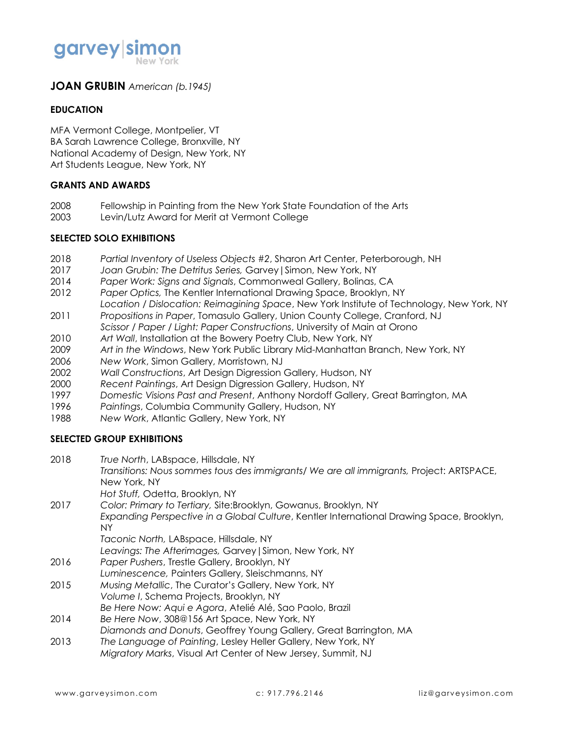garvey|simon
New York

# JOAN GRUBIN *American (b.1945)*

## EDUCATION

MFA Vermont College, Montpelier, VT
BA Sarah Lawrence College, Bronxville, NY
National Academy of Design, New York, NY
Art Students League, New York, NY

## GRANTS AND AWARDS

2008 Fellowship in Painting from the New York State Foundation of the Arts
2003 Levin/Lutz Award for Merit at Vermont College

## SELECTED SOLO EXHIBITIONS

2018 *Partial Inventory of Useless Objects #2*, Sharon Art Center, Peterborough, NH
2017 *Joan Grubin: The Detritus Series,* Garvey|Simon, New York, NY
2014 *Paper Work: Signs and Signals*, Commonweal Gallery, Bolinas, CA
2012 *Paper Optics,* The Kentler International Drawing Space, Brooklyn, NY
*Location / Dislocation: Reimagining Space*, New York Institute of Technology, New York, NY
2011 *Propositions in Paper*, Tomasulo Gallery, Union County College, Cranford, NJ
*Scissor / Paper / Light: Paper Constructions*, University of Main at Orono
2010 *Art Wall*, Installation at the Bowery Poetry Club, New York, NY
2009 *Art in the Windows*, New York Public Library Mid-Manhattan Branch, New York, NY
2006 *New Work*, Simon Gallery, Morristown, NJ
2002 *Wall Constructions*, Art Design Digression Gallery, Hudson, NY
2000 *Recent Paintings*, Art Design Digression Gallery, Hudson, NY
1997 *Domestic Visions Past and Present*, Anthony Nordoff Gallery, Great Barrington, MA
1996 *Paintings*, Columbia Community Gallery, Hudson, NY
1988 *New Work*, Atlantic Gallery, New York, NY

## SELECTED GROUP EXHIBITIONS

2018 *True North*, LABspace, Hillsdale, NY
*Transitions: Nous sommes tous des immigrants/ We are all immigrants,* Project: ARTSPACE, New York, NY
*Hot Stuff,* Odetta, Brooklyn, NY
2017 *Color: Primary to Tertiary,* Site:Brooklyn, Gowanus, Brooklyn, NY
*Expanding Perspective in a Global Culture*, Kentler International Drawing Space, Brooklyn, NY
*Taconic North,* LABspace, Hillsdale, NY
*Leavings: The Afterimages,* Garvey|Simon, New York, NY
2016 *Paper Pushers*, Trestle Gallery, Brooklyn, NY
*Luminescence,* Painters Gallery, Sleischmanns, NY
2015 *Musing Metallic*, The Curator's Gallery, New York, NY
*Volume I*, Schema Projects, Brooklyn, NY
*Be Here Now: Aqui e Agora*, Atelié Alé, Sao Paolo, Brazil
2014 *Be Here Now*, 308@156 Art Space, New York, NY
*Diamonds and Donuts*, Geoffrey Young Gallery, Great Barrington, MA
2013 *The Language of Painting*, Lesley Heller Gallery, New York, NY
*Migratory Marks*, Visual Art Center of New Jersey, Summit, NJ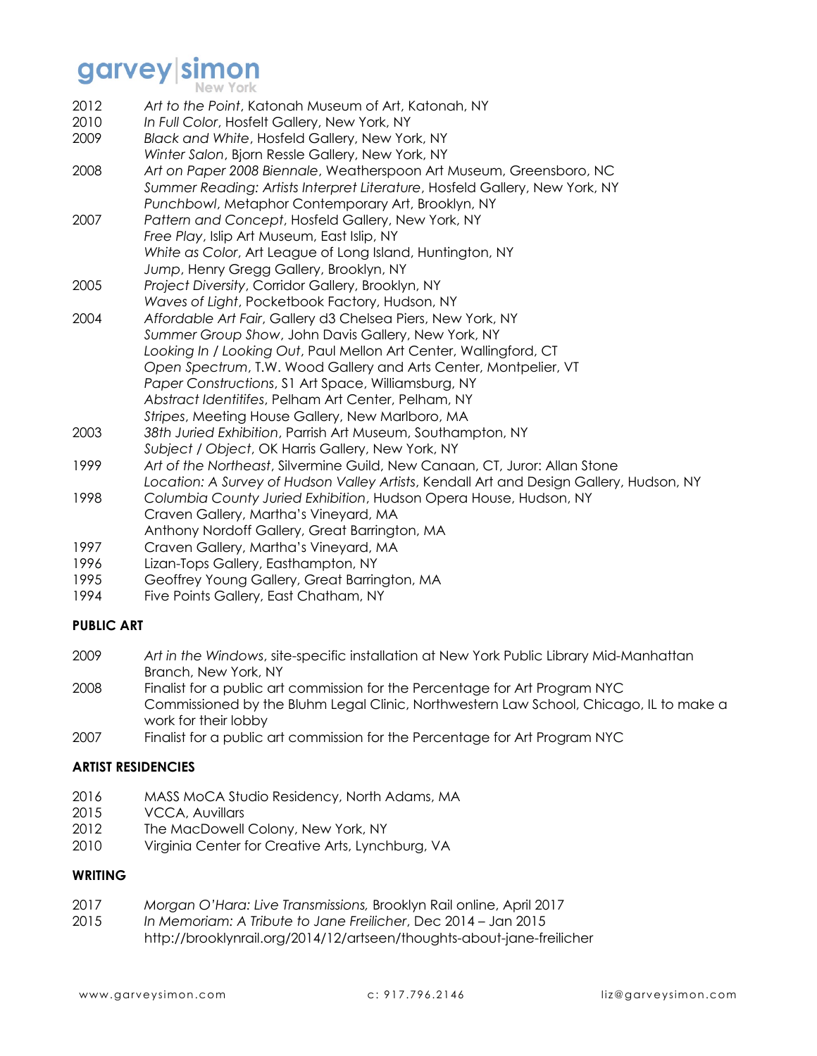2012 *Art to the Point*, Katonah Museum of Art, Katonah, NY
2010 *In Full Color*, Hosfelt Gallery, New York, NY
2009 *Black and White*, Hosfeld Gallery, New York, NY
*Winter Salon*, Bjorn Ressle Gallery, New York, NY
2008 *Art on Paper 2008 Biennale*, Weatherspoon Art Museum, Greensboro, NC
*Summer Reading: Artists Interpret Literature*, Hosfeld Gallery, New York, NY
*Punchbowl*, Metaphor Contemporary Art, Brooklyn, NY
2007 *Pattern and Concept*, Hosfeld Gallery, New York, NY
*Free Play*, Islip Art Museum, East Islip, NY
*White as Color*, Art League of Long Island, Huntington, NY
*Jump*, Henry Gregg Gallery, Brooklyn, NY
2005 *Project Diversity*, Corridor Gallery, Brooklyn, NY
*Waves of Light*, Pocketbook Factory, Hudson, NY
2004 *Affordable Art Fair*, Gallery d3 Chelsea Piers, New York, NY
*Summer Group Show*, John Davis Gallery, New York, NY
*Looking In / Looking Out*, Paul Mellon Art Center, Wallingford, CT
*Open Spectrum*, T.W. Wood Gallery and Arts Center, Montpelier, VT
*Paper Constructions*, S1 Art Space, Williamsburg, NY
*Abstract Identitifes*, Pelham Art Center, Pelham, NY
*Stripes*, Meeting House Gallery, New Marlboro, MA
2003 *38th Juried Exhibition*, Parrish Art Museum, Southampton, NY
*Subject / Object*, OK Harris Gallery, New York, NY
1999 *Art of the Northeast*, Silvermine Guild, New Canaan, CT, Juror: Allan Stone
*Location: A Survey of Hudson Valley Artists*, Kendall Art and Design Gallery, Hudson, NY
1998 *Columbia County Juried Exhibition*, Hudson Opera House, Hudson, NY
Craven Gallery, Martha's Vineyard, MA
Anthony Nordoff Gallery, Great Barrington, MA
1997 Craven Gallery, Martha's Vineyard, MA
1996 Lizan-Tops Gallery, Easthampton, NY
1995 Geoffrey Young Gallery, Great Barrington, MA
1994 Five Points Gallery, East Chatham, NY

**PUBLIC ART**

2009 *Art in the Windows*, site-specific installation at New York Public Library Mid-Manhattan Branch, New York, NY
2008 Finalist for a public art commission for the Percentage for Art Program NYC
Commissioned by the Bluhm Legal Clinic, Northwestern Law School, Chicago, IL to make a work for their lobby
2007 Finalist for a public art commission for the Percentage for Art Program NYC

**ARTIST RESIDENCIES**

2016 MASS MoCA Studio Residency, North Adams, MA
2015 VCCA, Auvillars
2012 The MacDowell Colony, New York, NY
2010 Virginia Center for Creative Arts, Lynchburg, VA

**WRITING**

2017 *Morgan O'Hara: Live Transmissions,* Brooklyn Rail online, April 2017
2015 *In Memoriam: A Tribute to Jane Freilicher*, Dec 2014 – Jan 2015
http://brooklynrail.org/2014/12/artseen/thoughts-about-jane-freilicher